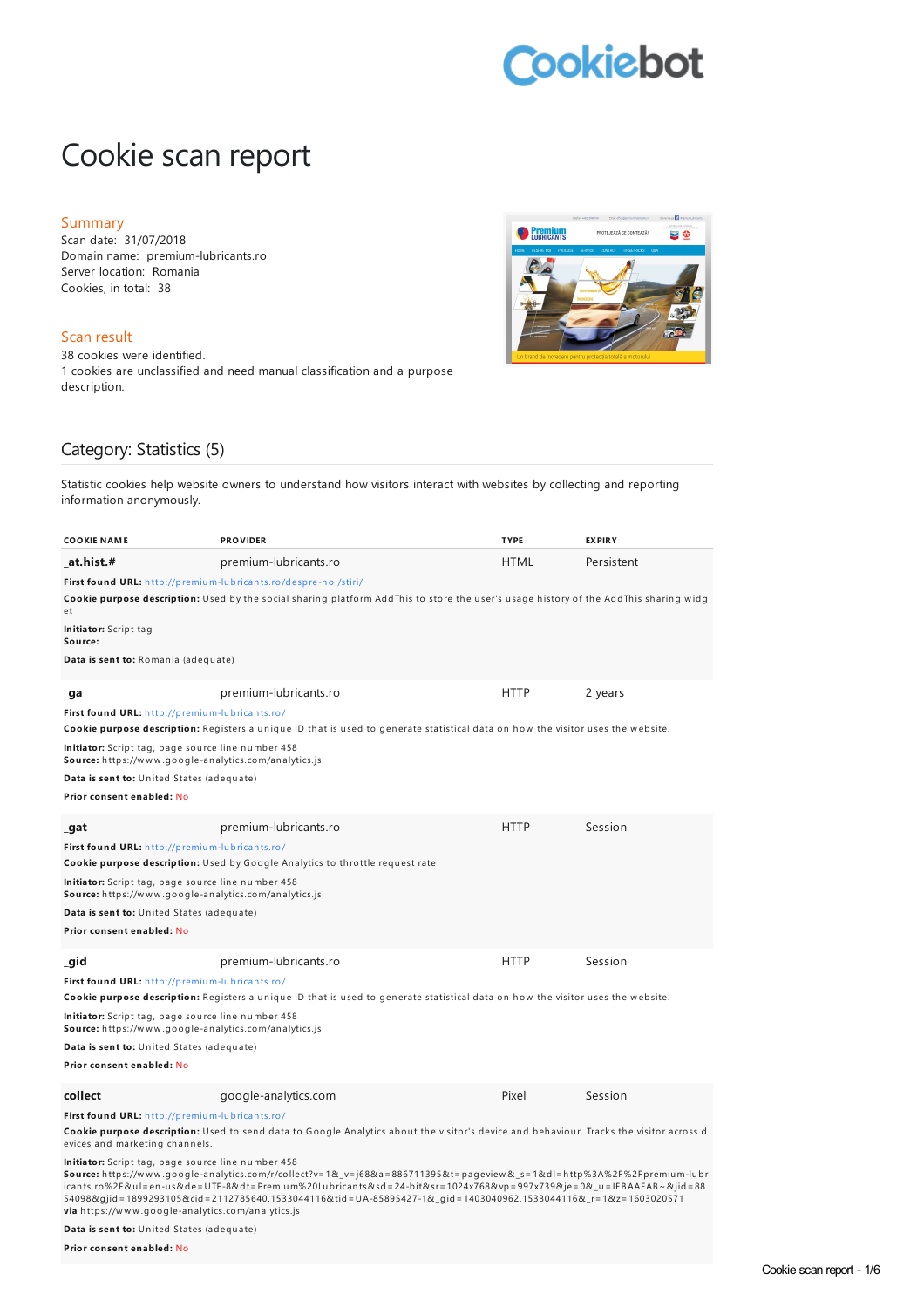# Cookie scan report

## Summary

Scan date: 31/07/2018
Domain name: premium-lubricants.ro
Server location: Romania
Cookies, in total: 38

## Scan result

38 cookies were identified.
1 cookies are unclassified and need manual classification and a purpose description.

## Category: Statistics (5)

Statistic cookies help website owners to understand how visitors interact with websites by collecting and reporting information anonymously.

| COOKIE NAME | PROVIDER | TYPE | EXPIRY |
|---|---|---|---|
| **_at.hist.#** | premium-lubricants.ro | HTML | Persistent |

**First found URL:** http://premium-lubricants.ro/despre-noi/stiri/
**Cookie purpose description:** Used by the social sharing platform AddThis to store the user's usage history of the AddThis sharing widget
**Initiator:** Script tag
**Source:**
**Data is sent to:** Romania (adequate)

| COOKIE NAME | PROVIDER | TYPE | EXPIRY |
|---|---|---|---|
| **_ga** | premium-lubricants.ro | HTTP | 2 years |

**First found URL:** http://premium-lubricants.ro/
**Cookie purpose description:** Registers a unique ID that is used to generate statistical data on how the visitor uses the website.
**Initiator:** Script tag, page source line number 458
**Source:** https://www.google-analytics.com/analytics.js
**Data is sent to:** United States (adequate)
**Prior consent enabled:** No

| COOKIE NAME | PROVIDER | TYPE | EXPIRY |
|---|---|---|---|
| **_gat** | premium-lubricants.ro | HTTP | Session |

**First found URL:** http://premium-lubricants.ro/
**Cookie purpose description:** Used by Google Analytics to throttle request rate
**Initiator:** Script tag, page source line number 458
**Source:** https://www.google-analytics.com/analytics.js
**Data is sent to:** United States (adequate)
**Prior consent enabled:** No

| COOKIE NAME | PROVIDER | TYPE | EXPIRY |
|---|---|---|---|
| **_gid** | premium-lubricants.ro | HTTP | Session |

**First found URL:** http://premium-lubricants.ro/
**Cookie purpose description:** Registers a unique ID that is used to generate statistical data on how the visitor uses the website.
**Initiator:** Script tag, page source line number 458
**Source:** https://www.google-analytics.com/analytics.js
**Data is sent to:** United States (adequate)
**Prior consent enabled:** No

| COOKIE NAME | PROVIDER | TYPE | EXPIRY |
|---|---|---|---|
| **collect** | google-analytics.com | Pixel | Session |

**First found URL:** http://premium-lubricants.ro/
**Cookie purpose description:** Used to send data to Google Analytics about the visitor's device and behaviour. Tracks the visitor across devices and marketing channels.
**Initiator:** Script tag, page source line number 458
**Source:** https://www.google-analytics.com/r/collect?v=1&_v=j68&a=886711395&t=pageview&_s=1&dl=http%3A%2F%2Fpremium-lubricants.ro%2F&ul=en-us&de=UTF-8&dt=Premium%20Lubricants&sd=24-bit&sr=1024x768&vp=997x739&je=0&_u=IEBAAEAB~&jid=8854098&gjid=1899293105&cid=2112785640.1533044116&tid=UA-85895427-1&_gid=1403040962.1533044116&_r=1&z=1603020571
**via** https://www.google-analytics.com/analytics.js
**Data is sent to:** United States (adequate)
**Prior consent enabled:** No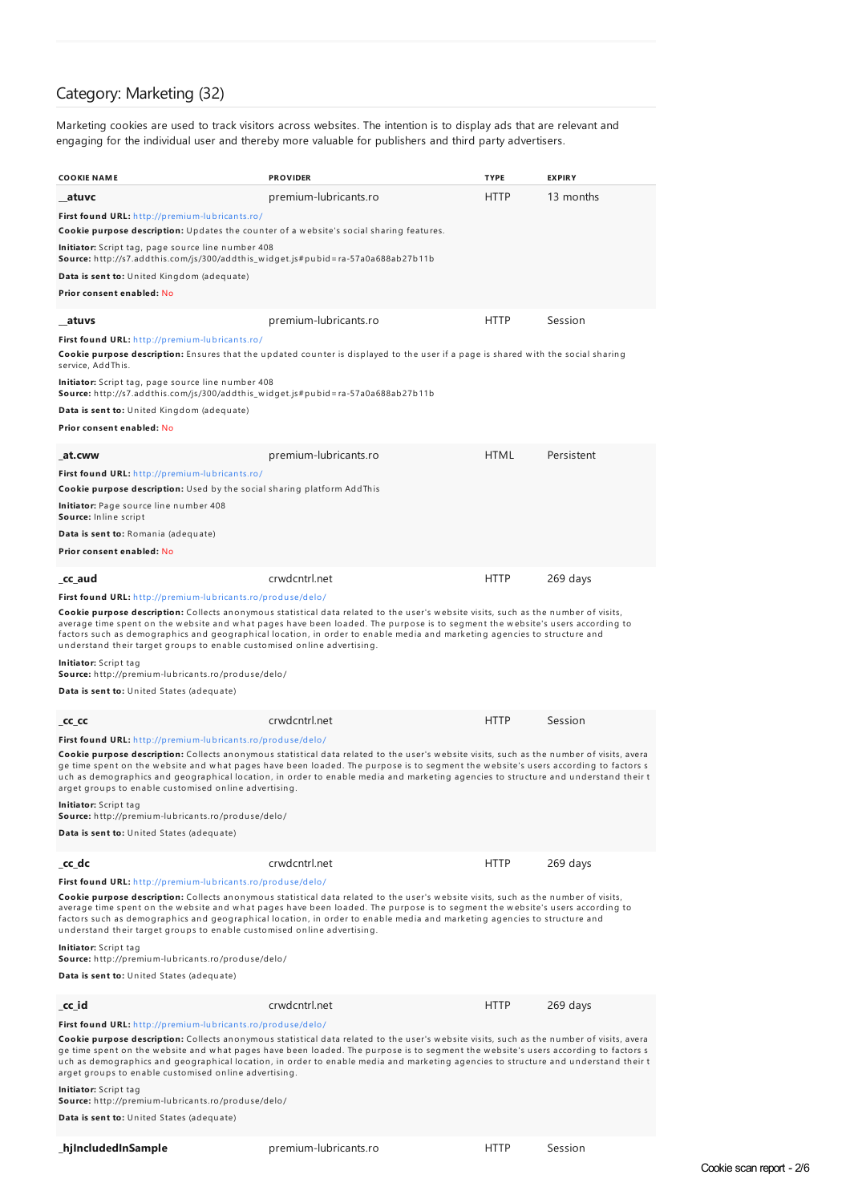## Category: Marketing (32)

Marketing cookies are used to track visitors across websites. The intention is to display ads that are relevant and engaging for the individual user and thereby more valuable for publishers and third party advertisers.

| COOKIE NAME | PROVIDER | TYPE | EXPIRY |
|---|---|---|---|
| **__atuvc** | premium-lubricants.ro | HTTP | 13 months |

**First found URL:** http://premium-lubricants.ro/

**Cookie purpose description:** Updates the counter of a website's social sharing features.

**Initiator:** Script tag, page source line number 408
**Source:** http://s7.addthis.com/js/300/addthis_widget.js#pubid=ra-57a0a688ab27b11b

**Data is sent to:** United Kingdom (adequate)

**Prior consent enabled:** No

| COOKIE NAME | PROVIDER | TYPE | EXPIRY |
|---|---|---|---|
| **__atuvs** | premium-lubricants.ro | HTTP | Session |

**First found URL:** http://premium-lubricants.ro/

**Cookie purpose description:** Ensures that the updated counter is displayed to the user if a page is shared with the social sharing service, AddThis.

**Initiator:** Script tag, page source line number 408
**Source:** http://s7.addthis.com/js/300/addthis_widget.js#pubid=ra-57a0a688ab27b11b

**Data is sent to:** United Kingdom (adequate)

**Prior consent enabled:** No

| COOKIE NAME | PROVIDER | TYPE | EXPIRY |
|---|---|---|---|
| **_at.cww** | premium-lubricants.ro | HTML | Persistent |

**First found URL:** http://premium-lubricants.ro/

**Cookie purpose description:** Used by the social sharing platform AddThis

**Initiator:** Page source line number 408
**Source:** Inline script

**Data is sent to:** Romania (adequate)

**Prior consent enabled:** No

| COOKIE NAME | PROVIDER | TYPE | EXPIRY |
|---|---|---|---|
| **_cc_aud** | crwdcntrl.net | HTTP | 269 days |

**First found URL:** http://premium-lubricants.ro/produse/delo/

**Cookie purpose description:** Collects anonymous statistical data related to the user's website visits, such as the number of visits, average time spent on the website and what pages have been loaded. The purpose is to segment the website's users according to factors such as demographics and geographical location, in order to enable media and marketing agencies to structure and understand their target groups to enable customised online advertising.

**Initiator:** Script tag
**Source:** http://premium-lubricants.ro/produse/delo/

**Data is sent to:** United States (adequate)

| COOKIE NAME | PROVIDER | TYPE | EXPIRY |
|---|---|---|---|
| **_cc_cc** | crwdcntrl.net | HTTP | Session |

**First found URL:** http://premium-lubricants.ro/produse/delo/

**Cookie purpose description:** Collects anonymous statistical data related to the user's website visits, such as the number of visits, average time spent on the website and what pages have been loaded. The purpose is to segment the website's users according to factors such as demographics and geographical location, in order to enable media and marketing agencies to structure and understand their target groups to enable customised online advertising.

**Initiator:** Script tag
**Source:** http://premium-lubricants.ro/produse/delo/

**Data is sent to:** United States (adequate)

| COOKIE NAME | PROVIDER | TYPE | EXPIRY |
|---|---|---|---|
| **_cc_dc** | crwdcntrl.net | HTTP | 269 days |

**First found URL:** http://premium-lubricants.ro/produse/delo/

**Cookie purpose description:** Collects anonymous statistical data related to the user's website visits, such as the number of visits, average time spent on the website and what pages have been loaded. The purpose is to segment the website's users according to factors such as demographics and geographical location, in order to enable media and marketing agencies to structure and understand their target groups to enable customised online advertising.

**Initiator:** Script tag
**Source:** http://premium-lubricants.ro/produse/delo/

**Data is sent to:** United States (adequate)

| COOKIE NAME | PROVIDER | TYPE | EXPIRY |
|---|---|---|---|
| **_cc_id** | crwdcntrl.net | HTTP | 269 days |

**First found URL:** http://premium-lubricants.ro/produse/delo/

**Cookie purpose description:** Collects anonymous statistical data related to the user's website visits, such as the number of visits, average time spent on the website and what pages have been loaded. The purpose is to segment the website's users according to factors such as demographics and geographical location, in order to enable media and marketing agencies to structure and understand their target groups to enable customised online advertising.

**Initiator:** Script tag
**Source:** http://premium-lubricants.ro/produse/delo/

**Data is sent to:** United States (adequate)

| COOKIE NAME | PROVIDER | TYPE | EXPIRY |
|---|---|---|---|
| **_hjIncludedInSample** | premium-lubricants.ro | HTTP | Session |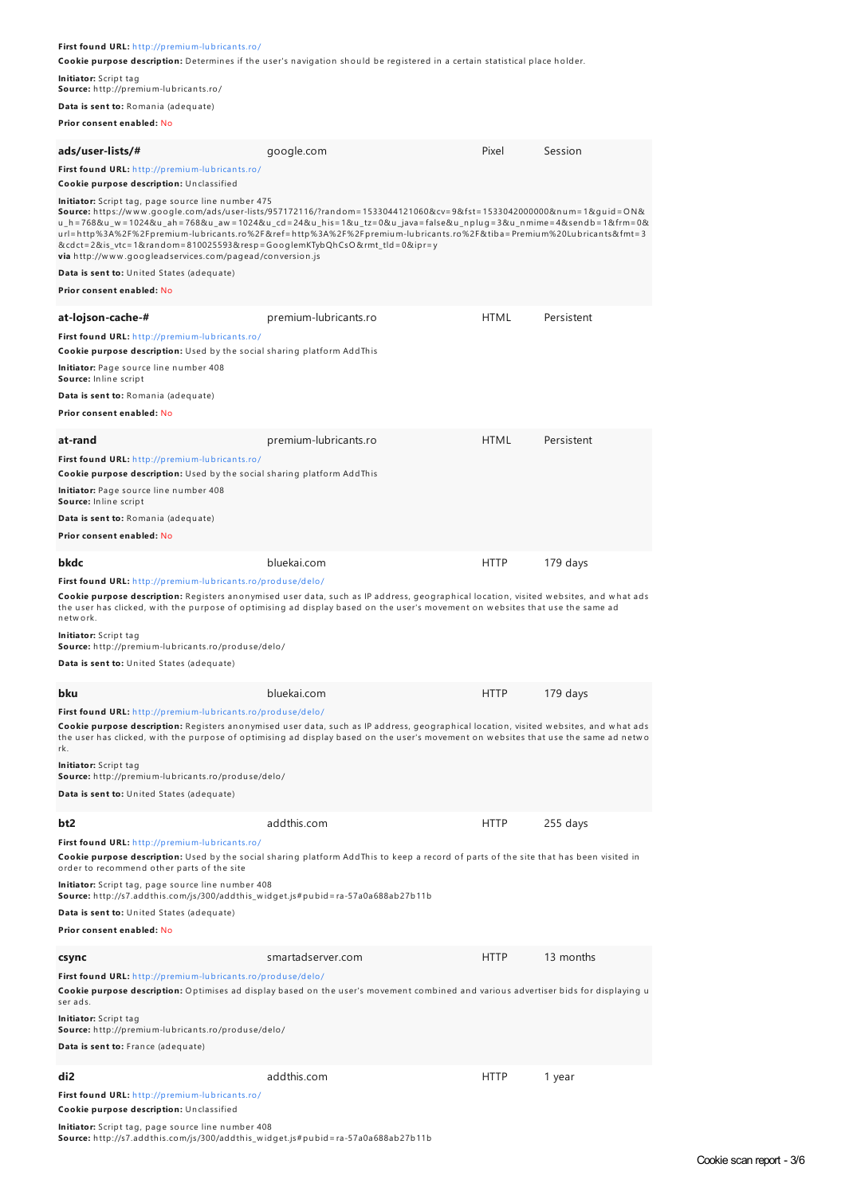**First found URL:** http://premium-lubricants.ro/

**Cookie purpose description:** Determines if the user's navigation should be registered in a certain statistical place holder.

**Initiator:** Script tag
**Source:** http://premium-lubricants.ro/

**Data is sent to:** Romania (adequate)

**Prior consent enabled:** No

| **ads/user-lists/#** | google.com | Pixel | Session |
|---|---|---|---|

**First found URL:** http://premium-lubricants.ro/

**Cookie purpose description:** Unclassified

**Initiator:** Script tag, page source line number 475
**Source:** https://www.google.com/ads/user-lists/957172116/?random=1533044121060&cv=9&fst=1533042000000&num=1&guid=ON&u_h=768&u_w=1024&u_ah=768&u_aw=1024&u_cd=24&u_his=1&u_tz=0&u_java=false&u_nplug=3&u_nmime=4&sendb=1&frm=0&url=http%3A%2F%2Fpremium-lubricants.ro%2F&ref=http%3A%2F%2Fpremium-lubricants.ro%2F&tiba=Premium%20Lubricants&fmt=3&cdct=2&is_vtc=1&random=810025593&resp=GooglemKTybQhCsO&rmt_tld=0&ipr=y
**via** http://www.googleadservices.com/pagead/conversion.js

**Data is sent to:** United States (adequate)

**Prior consent enabled:** No

| **at-lojson-cache-#** | premium-lubricants.ro | HTML | Persistent |
|---|---|---|---|

**First found URL:** http://premium-lubricants.ro/

**Cookie purpose description:** Used by the social sharing platform AddThis

**Initiator:** Page source line number 408
**Source:** Inline script

**Data is sent to:** Romania (adequate)

**Prior consent enabled:** No

| **at-rand** | premium-lubricants.ro | HTML | Persistent |
|---|---|---|---|

**First found URL:** http://premium-lubricants.ro/

**Cookie purpose description:** Used by the social sharing platform AddThis

**Initiator:** Page source line number 408
**Source:** Inline script

**Data is sent to:** Romania (adequate)

**Prior consent enabled:** No

| **bkdc** | bluekai.com | HTTP | 179 days |
|---|---|---|---|

**First found URL:** http://premium-lubricants.ro/produse/delo/

**Cookie purpose description:** Registers anonymised user data, such as IP address, geographical location, visited websites, and what ads the user has clicked, with the purpose of optimising ad display based on the user's movement on websites that use the same ad network.

**Initiator:** Script tag
**Source:** http://premium-lubricants.ro/produse/delo/

**Data is sent to:** United States (adequate)

| **bku** | bluekai.com | HTTP | 179 days |
|---|---|---|---|

**First found URL:** http://premium-lubricants.ro/produse/delo/

**Cookie purpose description:** Registers anonymised user data, such as IP address, geographical location, visited websites, and what ads the user has clicked, with the purpose of optimising ad display based on the user's movement on websites that use the same ad network.

**Initiator:** Script tag
**Source:** http://premium-lubricants.ro/produse/delo/

**Data is sent to:** United States (adequate)

| **bt2** | addthis.com | HTTP | 255 days |
|---|---|---|---|

**First found URL:** http://premium-lubricants.ro/

**Cookie purpose description:** Used by the social sharing platform AddThis to keep a record of parts of the site that has been visited in order to recommend other parts of the site

**Initiator:** Script tag, page source line number 408
**Source:** http://s7.addthis.com/js/300/addthis_widget.js#pubid=ra-57a0a688ab27b11b

**Data is sent to:** United States (adequate)

**Prior consent enabled:** No

| **csync** | smartadserver.com | HTTP | 13 months |
|---|---|---|---|

**First found URL:** http://premium-lubricants.ro/produse/delo/

**Cookie purpose description:** Optimises ad display based on the user's movement combined and various advertiser bids for displaying user ads.

**Initiator:** Script tag
**Source:** http://premium-lubricants.ro/produse/delo/

**Data is sent to:** France (adequate)

| **di2** | addthis.com | HTTP | 1 year |
|---|---|---|---|

**First found URL:** http://premium-lubricants.ro/

**Cookie purpose description:** Unclassified

**Initiator:** Script tag, page source line number 408
**Source:** http://s7.addthis.com/js/300/addthis_widget.js#pubid=ra-57a0a688ab27b11b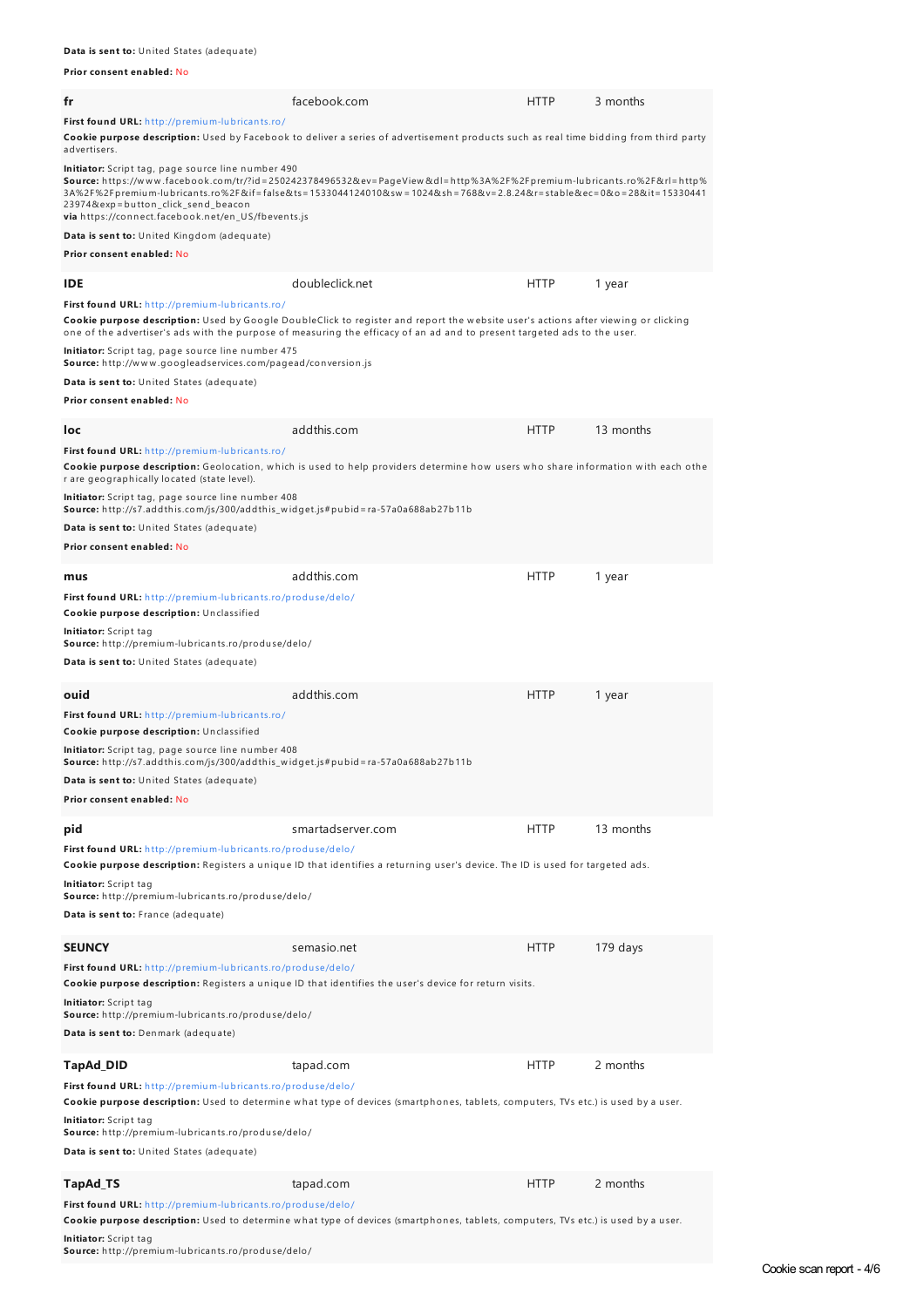**Data is sent to:** United States (adequate)

**Prior consent enabled:** No

| **fr** | facebook.com | HTTP | 3 months |
|---|---|---|---|

**First found URL:** http://premium-lubricants.ro/

**Cookie purpose description:** Used by Facebook to deliver a series of advertisement products such as real time bidding from third party advertisers.

**Initiator:** Script tag, page source line number 490
**Source:** https://www.facebook.com/tr/?id=250242378496532&ev=PageView&dl=http%3A%2F%2Fpremium-lubricants.ro%2F&rl=http%3A%2F%2Fpremium-lubricants.ro%2F&if=false&ts=1533044124010&sw=1024&sh=768&v=2.8.24&r=stable&ec=0&o=28&it=1533044123974&exp=button_click_send_beacon
**via** https://connect.facebook.net/en_US/fbevents.js

**Data is sent to:** United Kingdom (adequate)

**Prior consent enabled:** No

| **IDE** | doubleclick.net | HTTP | 1 year |
|---|---|---|---|

**First found URL:** http://premium-lubricants.ro/

**Cookie purpose description:** Used by Google DoubleClick to register and report the website user's actions after viewing or clicking one of the advertiser's ads with the purpose of measuring the efficacy of an ad and to present targeted ads to the user.

**Initiator:** Script tag, page source line number 475
**Source:** http://www.googleadservices.com/pagead/conversion.js

**Data is sent to:** United States (adequate)

**Prior consent enabled:** No

| **loc** | addthis.com | HTTP | 13 months |
|---|---|---|---|

**First found URL:** http://premium-lubricants.ro/

**Cookie purpose description:** Geolocation, which is used to help providers determine how users who share information with each other are geographically located (state level).

**Initiator:** Script tag, page source line number 408
**Source:** http://s7.addthis.com/js/300/addthis_widget.js#pubid=ra-57a0a688ab27b11b

**Data is sent to:** United States (adequate)

**Prior consent enabled:** No

| **mus** | addthis.com | HTTP | 1 year |
|---|---|---|---|

**First found URL:** http://premium-lubricants.ro/produse/delo/

**Cookie purpose description:** Unclassified

**Initiator:** Script tag
**Source:** http://premium-lubricants.ro/produse/delo/

**Data is sent to:** United States (adequate)

| **ouid** | addthis.com | HTTP | 1 year |
|---|---|---|---|

**First found URL:** http://premium-lubricants.ro/

**Cookie purpose description:** Unclassified

**Initiator:** Script tag, page source line number 408
**Source:** http://s7.addthis.com/js/300/addthis_widget.js#pubid=ra-57a0a688ab27b11b

**Data is sent to:** United States (adequate)

**Prior consent enabled:** No

| **pid** | smartadserver.com | HTTP | 13 months |
|---|---|---|---|

**First found URL:** http://premium-lubricants.ro/produse/delo/

**Cookie purpose description:** Registers a unique ID that identifies a returning user's device. The ID is used for targeted ads.

**Initiator:** Script tag
**Source:** http://premium-lubricants.ro/produse/delo/

**Data is sent to:** France (adequate)

| **SEUNCY** | semasio.net | HTTP | 179 days |
|---|---|---|---|

**First found URL:** http://premium-lubricants.ro/produse/delo/

**Cookie purpose description:** Registers a unique ID that identifies the user's device for return visits.

**Initiator:** Script tag
**Source:** http://premium-lubricants.ro/produse/delo/

**Data is sent to:** Denmark (adequate)

| **TapAd_DID** | tapad.com | HTTP | 2 months |
|---|---|---|---|

**First found URL:** http://premium-lubricants.ro/produse/delo/

**Cookie purpose description:** Used to determine what type of devices (smartphones, tablets, computers, TVs etc.) is used by a user.

**Initiator:** Script tag
**Source:** http://premium-lubricants.ro/produse/delo/

**Data is sent to:** United States (adequate)

| **TapAd_TS** | tapad.com | HTTP | 2 months |
|---|---|---|---|

**First found URL:** http://premium-lubricants.ro/produse/delo/

**Cookie purpose description:** Used to determine what type of devices (smartphones, tablets, computers, TVs etc.) is used by a user.

**Initiator:** Script tag
**Source:** http://premium-lubricants.ro/produse/delo/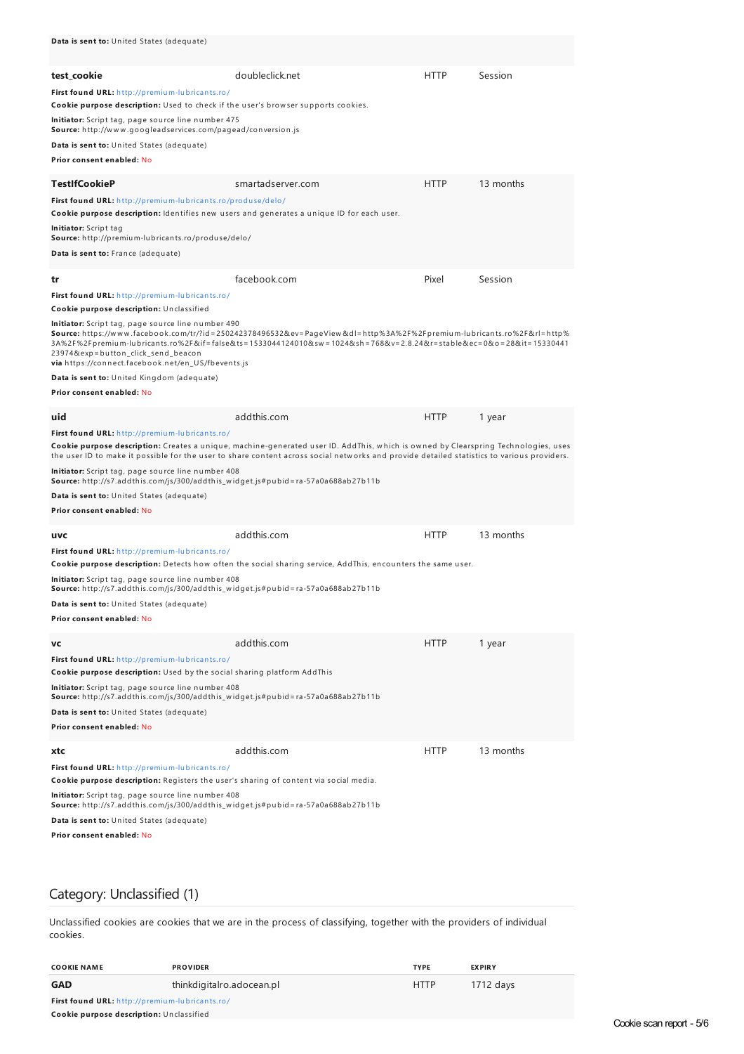**Data is sent to:** United States (adequate)

| | | | |
|---|---|---|---|
| **test_cookie** | doubleclick.net | HTTP | Session |

**First found URL:** http://premium-lubricants.ro/

**Cookie purpose description:** Used to check if the user's browser supports cookies.

**Initiator:** Script tag, page source line number 475
**Source:** http://www.googleadservices.com/pagead/conversion.js

**Data is sent to:** United States (adequate)

**Prior consent enabled:** No

| | | | |
|---|---|---|---|
| **TestIfCookieP** | smartadserver.com | HTTP | 13 months |

**First found URL:** http://premium-lubricants.ro/produse/delo/

**Cookie purpose description:** Identifies new users and generates a unique ID for each user.

**Initiator:** Script tag
**Source:** http://premium-lubricants.ro/produse/delo/

**Data is sent to:** France (adequate)

| | | | |
|---|---|---|---|
| **tr** | facebook.com | Pixel | Session |

**First found URL:** http://premium-lubricants.ro/

**Cookie purpose description:** Unclassified

**Initiator:** Script tag, page source line number 490
**Source:** https://www.facebook.com/tr/?id=250242378496532&ev=PageView&dl=http%3A%2F%2Fpremium-lubricants.ro%2F&rl=http%3A%2F%2Fpremium-lubricants.ro%2F&if=false&ts=1533044124010&sw=1024&sh=768&v=2.8.24&r=stable&ec=0&o=28&it=1533044123974&exp=button_click_send_beacon
**via** https://connect.facebook.net/en_US/fbevents.js

**Data is sent to:** United Kingdom (adequate)

**Prior consent enabled:** No

| | | | |
|---|---|---|---|
| **uid** | addthis.com | HTTP | 1 year |

**First found URL:** http://premium-lubricants.ro/

**Cookie purpose description:** Creates a unique, machine-generated user ID. AddThis, which is owned by Clearspring Technologies, uses the user ID to make it possible for the user to share content across social networks and provide detailed statistics to various providers.

**Initiator:** Script tag, page source line number 408
**Source:** http://s7.addthis.com/js/300/addthis_widget.js#pubid=ra-57a0a688ab27b11b

**Data is sent to:** United States (adequate)

**Prior consent enabled:** No

| | | | |
|---|---|---|---|
| **uvc** | addthis.com | HTTP | 13 months |

**First found URL:** http://premium-lubricants.ro/

**Cookie purpose description:** Detects how often the social sharing service, AddThis, encounters the same user.

**Initiator:** Script tag, page source line number 408
**Source:** http://s7.addthis.com/js/300/addthis_widget.js#pubid=ra-57a0a688ab27b11b

**Data is sent to:** United States (adequate)

**Prior consent enabled:** No

| | | | |
|---|---|---|---|
| **vc** | addthis.com | HTTP | 1 year |

**First found URL:** http://premium-lubricants.ro/

**Cookie purpose description:** Used by the social sharing platform AddThis

**Initiator:** Script tag, page source line number 408
**Source:** http://s7.addthis.com/js/300/addthis_widget.js#pubid=ra-57a0a688ab27b11b

**Data is sent to:** United States (adequate)

**Prior consent enabled:** No

| | | | |
|---|---|---|---|
| **xtc** | addthis.com | HTTP | 13 months |

**First found URL:** http://premium-lubricants.ro/

**Cookie purpose description:** Registers the user's sharing of content via social media.

**Initiator:** Script tag, page source line number 408
**Source:** http://s7.addthis.com/js/300/addthis_widget.js#pubid=ra-57a0a688ab27b11b

**Data is sent to:** United States (adequate)

**Prior consent enabled:** No

## Category: Unclassified (1)

Unclassified cookies are cookies that we are in the process of classifying, together with the providers of individual cookies.

| COOKIE NAME | PROVIDER | TYPE | EXPIRY |
|---|---|---|---|
| **GAD** | thinkdigitalro.adocean.pl | HTTP | 1712 days |

**First found URL:** http://premium-lubricants.ro/

**Cookie purpose description:** Unclassified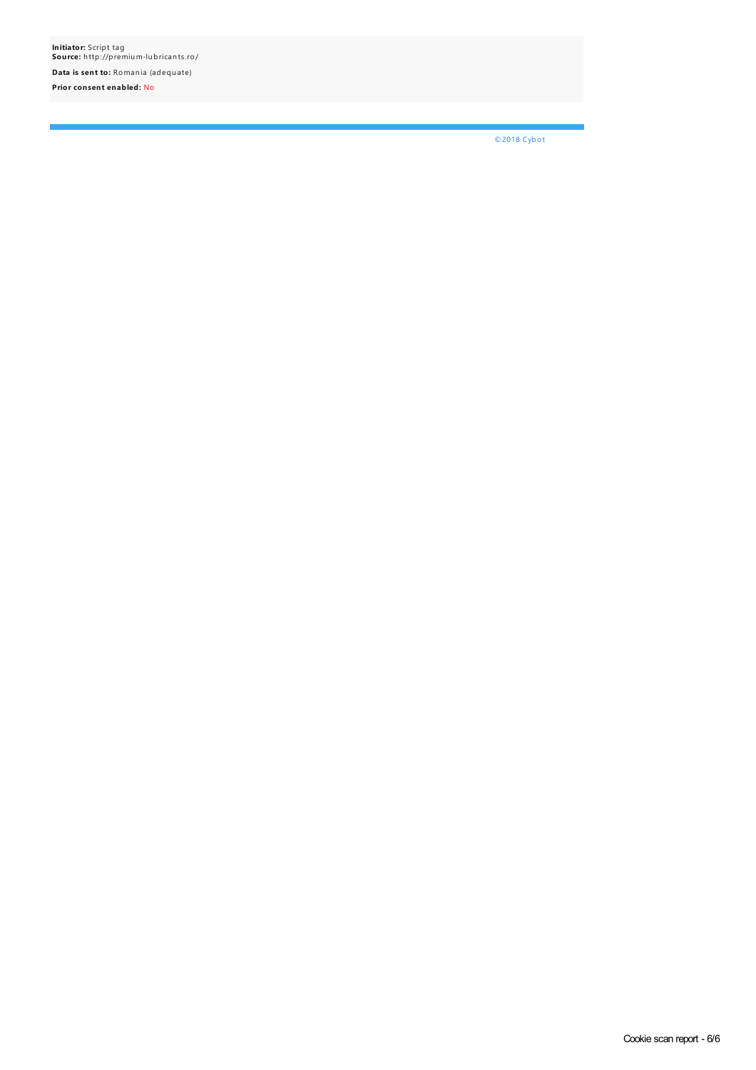**Initiator:** Script tag
**Source:** http://premium-lubricants.ro/

**Data is sent to:** Romania (adequate)

**Prior consent enabled:** No

© 2018 Cybot